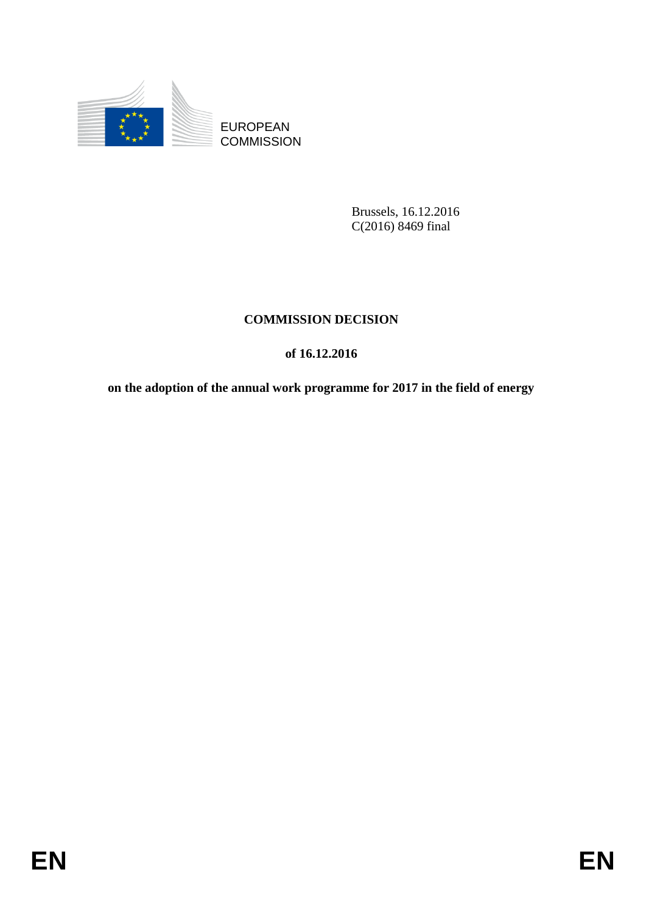EUROPEAN
COMMISSION

Brussels, 16.12.2016
C(2016) 8469 final

# COMMISSION DECISION

## of 16.12.2016

## on the adoption of the annual work programme for 2017 in the field of energy

EN EN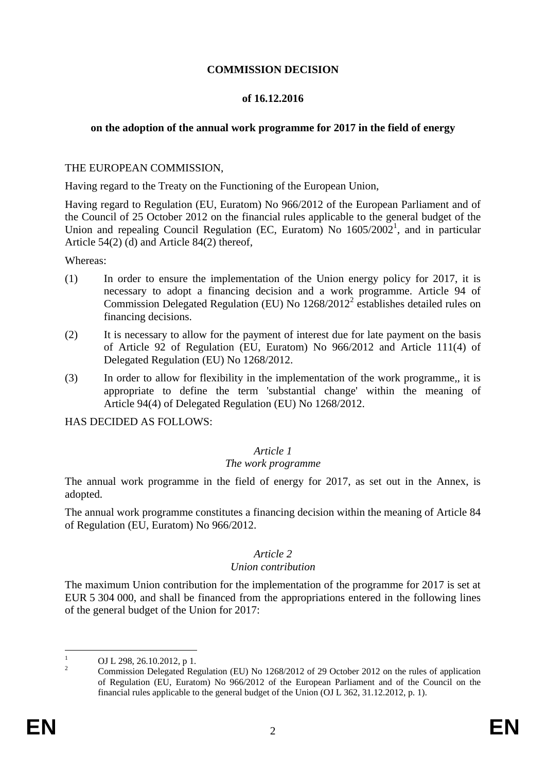**COMMISSION DECISION**

**of 16.12.2016**

**on the adoption of the annual work programme for 2017 in the field of energy**

THE EUROPEAN COMMISSION,

Having regard to the Treaty on the Functioning of the European Union,

Having regard to Regulation (EU, Euratom) No 966/2012 of the European Parliament and of the Council of 25 October 2012 on the financial rules applicable to the general budget of the Union and repealing Council Regulation (EC, Euratom) No 1605/2002[1], and in particular Article 54(2) (d) and Article 84(2) thereof,

Whereas:

(1) In order to ensure the implementation of the Union energy policy for 2017, it is necessary to adopt a financing decision and a work programme. Article 94 of Commission Delegated Regulation (EU) No 1268/2012[2] establishes detailed rules on financing decisions.

(2) It is necessary to allow for the payment of interest due for late payment on the basis of Article 92 of Regulation (EU, Euratom) No 966/2012 and Article 111(4) of Delegated Regulation (EU) No 1268/2012.

(3) In order to allow for flexibility in the implementation of the work programme,, it is appropriate to define the term 'substantial change' within the meaning of Article 94(4) of Delegated Regulation (EU) No 1268/2012.

HAS DECIDED AS FOLLOWS:

*Article 1*
*The work programme*

The annual work programme in the field of energy for 2017, as set out in the Annex, is adopted.

The annual work programme constitutes a financing decision within the meaning of Article 84 of Regulation (EU, Euratom) No 966/2012.

*Article 2*
*Union contribution*

The maximum Union contribution for the implementation of the programme for 2017 is set at EUR 5 304 000, and shall be financed from the appropriations entered in the following lines of the general budget of the Union for 2017:

---

[1] OJ L 298, 26.10.2012, p 1.

[2] Commission Delegated Regulation (EU) No 1268/2012 of 29 October 2012 on the rules of application of Regulation (EU, Euratom) No 966/2012 of the European Parliament and of the Council on the financial rules applicable to the general budget of the Union (OJ L 362, 31.12.2012, p. 1).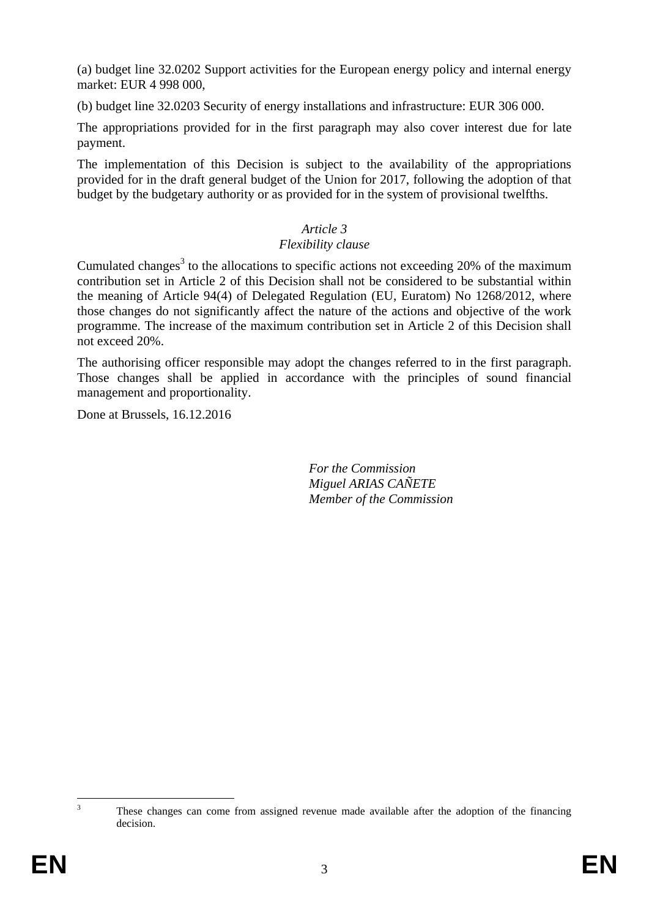(a) budget line 32.0202 Support activities for the European energy policy and internal energy market: EUR 4 998 000,

(b) budget line 32.0203 Security of energy installations and infrastructure: EUR 306 000.

The appropriations provided for in the first paragraph may also cover interest due for late payment.

The implementation of this Decision is subject to the availability of the appropriations provided for in the draft general budget of the Union for 2017, following the adoption of that budget by the budgetary authority or as provided for in the system of provisional twelfths.

*Article 3*
*Flexibility clause*

Cumulated changes[3] to the allocations to specific actions not exceeding 20% of the maximum contribution set in Article 2 of this Decision shall not be considered to be substantial within the meaning of Article 94(4) of Delegated Regulation (EU, Euratom) No 1268/2012, where those changes do not significantly affect the nature of the actions and objective of the work programme. The increase of the maximum contribution set in Article 2 of this Decision shall not exceed 20%.

The authorising officer responsible may adopt the changes referred to in the first paragraph. Those changes shall be applied in accordance with the principles of sound financial management and proportionality.

Done at Brussels, 16.12.2016

*For the Commission*
*Miguel ARIAS CAÑETE*
*Member of the Commission*

---

[3] These changes can come from assigned revenue made available after the adoption of the financing decision.